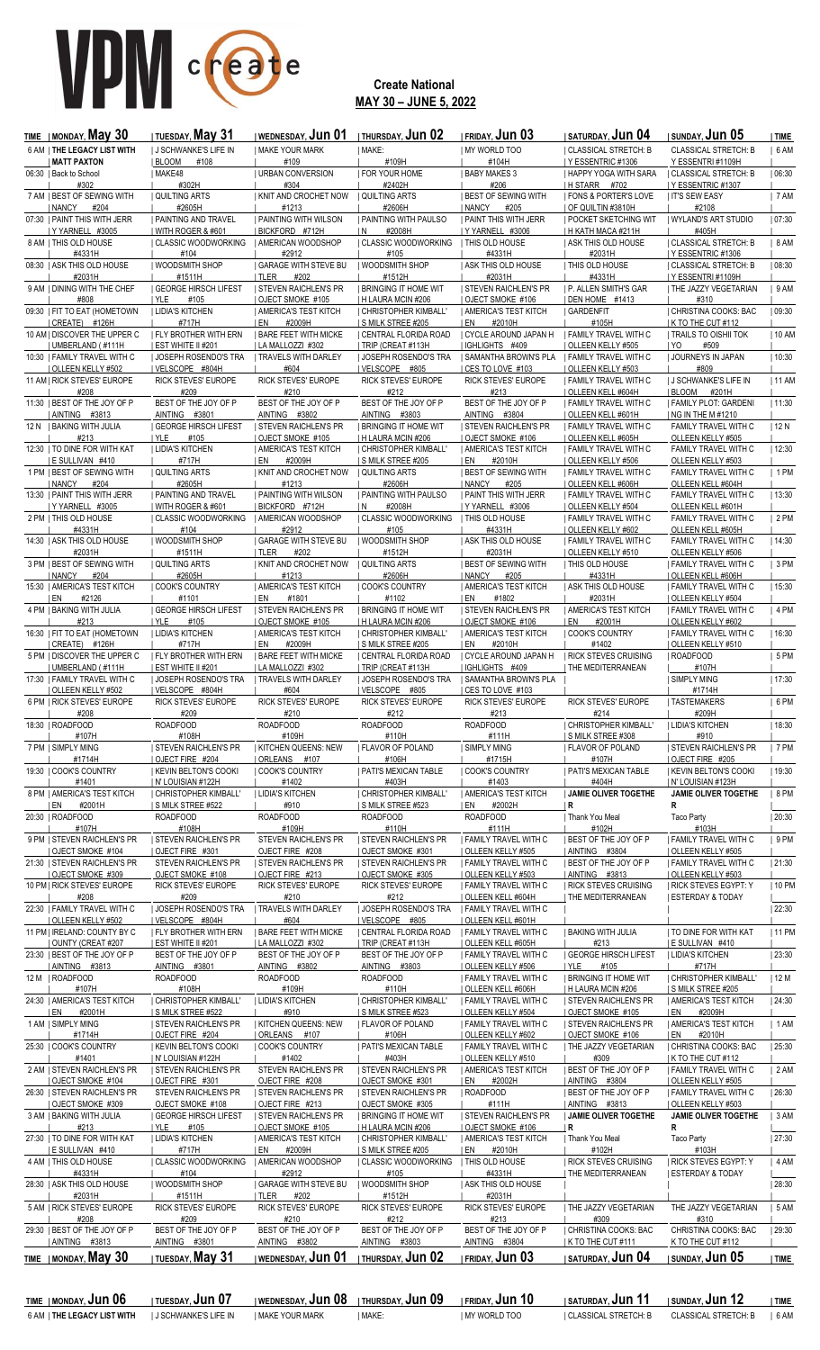# VPM create

## Create National
**MAY 30 – JUNE 5, 2022**

| TIME | MONDAY, May 30 | TUESDAY, May 31 | WEDNESDAY, Jun 01 | THURSDAY, Jun 02 | FRIDAY, Jun 03 | SATURDAY, Jun 04 | SUNDAY, Jun 05 | TIME |
|---|---|---|---|---|---|---|---|---|
| 6 AM | **THE LEGACY LIST WITH MATT PAXTON** | J SCHWANKE'S LIFE IN BLOOM #108 | MAKE YOUR MARK #109 | MAKE: #109H | MY WORLD TOO #104H | CLASSICAL STRETCH: B Y ESSENTRI #1306 | CLASSICAL STRETCH: B Y ESSENTRI #1109H | 6 AM |
| 06:30 | Back to School #302 | MAKE48 #302H | URBAN CONVERSION #304 | FOR YOUR HOME #2402H | BABY MAKES 3 #206 | HAPPY YOGA WITH SARA H STARR #702 | CLASSICAL STRETCH: B Y ESSENTRI #1307 | 06:30 |
| 7 AM | BEST OF SEWING WITH NANCY #204 | QUILTING ARTS #2605H | KNIT AND CROCHET NOW #1213 | QUILTING ARTS #2606H | BEST OF SEWING WITH NANCY #205 | FONS & PORTER'S LOVE OF QUILTIN #3810H | IT'S SEW EASY #2108 | 7 AM |
| 07:30 | PAINT THIS WITH JERR Y YARNELL #3005 | PAINTING AND TRAVEL WITH ROGER & #601 | PAINTING WITH WILSON BICKFORD #712H | PAINTING WITH PAULSO N #2008H | PAINT THIS WITH JERR Y YARNELL #3006 | POCKET SKETCHING WIT H KATH MACA #211H | WYLAND'S ART STUDIO #405H | 07:30 |
| 8 AM | THIS OLD HOUSE #4331H | CLASSIC WOODWORKING #104 | AMERICAN WOODSHOP #2912 | CLASSIC WOODWORKING #105 | THIS OLD HOUSE #4331H | ASK THIS OLD HOUSE #2031H | CLASSICAL STRETCH: B Y ESSENTRI #1306 | 8 AM |
| 08:30 | ASK THIS OLD HOUSE #2031H | WOODSMITH SHOP #1511H | GARAGE WITH STEVE BU TLER #202 | WOODSMITH SHOP #1512H | ASK THIS OLD HOUSE #2031H | THIS OLD HOUSE #4331H | CLASSICAL STRETCH: B Y ESSENTRI #1109H | 08:30 |
| 9 AM | DINING WITH THE CHEF #808 | GEORGE HIRSCH LIFEST YLE #105 | STEVEN RAICHLEN'S PR OJECT SMOKE #105 | BRINGING IT HOME WIT H LAURA MCIN #206 | STEVEN RAICHLEN'S PR OJECT SMOKE #106 | P. ALLEN SMITH'S GAR DEN HOME #1413 | THE JAZZY VEGETARIAN #310 | 9 AM |
| 09:30 | FIT TO EAT (HOMETOWN CREATE) #126H | LIDIA'S KITCHEN #717H | AMERICA'S TEST KITCH EN #2009H | CHRISTOPHER KIMBALL' S MILK STREE #205 | AMERICA'S TEST KITCH EN #2010H | GARDENFIT #105H | CHRISTINA COOKS: BAC K TO THE CUT #112 | 09:30 |
| 10 AM | DISCOVER THE UPPER C UMBERLAND (#111H | FLY BROTHER WITH ERN EST WHITE II #201 | BARE FEET WITH MICKE LA MALLOZZI #302 | CENTRAL FLORIDA ROAD TRIP (CREAT #113H | CYCLE AROUND JAPAN H IGHLIGHTS #409 | FAMILY TRAVEL WITH C OLLEEN KELL #505 | TRAILS TO OISHII TOK YO #509 | 10 AM |
| 10:30 | FAMILY TRAVEL WITH C OLLEEN KELLY #502 | JOSEPH ROSENDO'S TRA VELSCOPE #804H | TRAVELS WITH DARLEY #604 | JOSEPH ROSENDO'S TRA VELSCOPE #805 | SAMANTHA BROWN'S PLA CES TO LOVE #103 | FAMILY TRAVEL WITH C OLLEEN KELL #503 | JOURNEYS IN JAPAN #809 | 10:30 |
| 11 AM | RICK STEVES' EUROPE #208 | RICK STEVES' EUROPE #209 | RICK STEVES' EUROPE #210 | RICK STEVES' EUROPE #212 | RICK STEVES' EUROPE #213 | FAMILY TRAVEL WITH C OLLEEN KELL #604H | J SCHWANKE'S LIFE IN BLOOM #201H | 11 AM |
| 11:30 | BEST OF THE JOY OF P AINTING #3813 | BEST OF THE JOY OF P AINTING #3801 | BEST OF THE JOY OF P AINTING #3802 | BEST OF THE JOY OF P AINTING #3803 | BEST OF THE JOY OF P AINTING #3804 | FAMILY TRAVEL WITH C OLLEEN KELL #601H | FAMILY PLOT: GARDENI NG IN THE M #1210 | 11:30 |
| 12 N | BAKING WITH JULIA #213 | GEORGE HIRSCH LIFEST YLE #105 | STEVEN RAICHLEN'S PR OJECT SMOKE #105 | BRINGING IT HOME WIT H LAURA MCIN #206 | STEVEN RAICHLEN'S PR OJECT SMOKE #106 | FAMILY TRAVEL WITH C OLLEEN KELL #605H | FAMILY TRAVEL WITH C OLLEEN KELLY #505 | 12 N |
| 12:30 | TO DINE FOR WITH KAT E SULLIVAN #410 | LIDIA'S KITCHEN #717H | AMERICA'S TEST KITCH EN #2009H | CHRISTOPHER KIMBALL' S MILK STREE #205 | AMERICA'S TEST KITCH EN #2010H | FAMILY TRAVEL WITH C OLLEEN KELL #506 | FAMILY TRAVEL WITH C OLLEEN KELLY #503 | 12:30 |
| 1 PM | BEST OF SEWING WITH NANCY #204 | QUILTING ARTS #2605H | KNIT AND CROCHET NOW #1213 | QUILTING ARTS #2606H | BEST OF SEWING WITH NANCY #205 | FAMILY TRAVEL WITH C OLLEEN KELL #606H | FAMILY TRAVEL WITH C OLLEEN KELLY #604H | 1 PM |
| 13:30 | PAINT THIS WITH JERR Y YARNELL #3005 | PAINTING AND TRAVEL WITH ROGER & #601 | PAINTING WITH WILSON BICKFORD #712H | PAINTING WITH PAULSO N #2008H | PAINT THIS WITH JERR Y YARNELL #3006 | FAMILY TRAVEL WITH C OLLEEN KELL #504 | FAMILY TRAVEL WITH C OLLEEN KELLY #601H | 13:30 |
| 2 PM | THIS OLD HOUSE #4331H | CLASSIC WOODWORKING #104 | AMERICAN WOODSHOP #2912 | CLASSIC WOODWORKING #105 | THIS OLD HOUSE #4331H | FAMILY TRAVEL WITH C OLLEEN KELL #602 | FAMILY TRAVEL WITH C OLLEEN KELLY #605H | 2 PM |
| 14:30 | ASK THIS OLD HOUSE #2031H | WOODSMITH SHOP #1511H | GARAGE WITH STEVE BU TLER #202 | WOODSMITH SHOP #1512H | ASK THIS OLD HOUSE #2031H | FAMILY TRAVEL WITH C OLLEEN KELL #510 | FAMILY TRAVEL WITH C OLLEEN KELLY #506 | 14:30 |
| 3 PM | BEST OF SEWING WITH NANCY #204 | QUILTING ARTS #2605H | KNIT AND CROCHET NOW #1213 | QUILTING ARTS #2606H | BEST OF SEWING WITH NANCY #205 | THIS OLD HOUSE #4331H | FAMILY TRAVEL WITH C OLLEEN KELL #606H | 3 PM |
| 15:30 | AMERICA'S TEST KITCH EN #2126 | COOK'S COUNTRY #1101 | AMERICA'S TEST KITCH EN #1801 | COOK'S COUNTRY #1102 | AMERICA'S TEST KITCH EN #1802 | ASK THIS OLD HOUSE #2031H | FAMILY TRAVEL WITH C OLLEEN KELL #504 | 15:30 |
| 4 PM | BAKING WITH JULIA #213 | GEORGE HIRSCH LIFEST YLE #105 | STEVEN RAICHLEN'S PR OJECT SMOKE #105 | BRINGING IT HOME WIT H LAURA MCIN #206 | STEVEN RAICHLEN'S PR OJECT SMOKE #106 | AMERICA'S TEST KITCH EN #2001H | FAMILY TRAVEL WITH C OLLEEN KELL #602 | 4 PM |
| 16:30 | FIT TO EAT (HOMETOWN CREATE) #126H | LIDIA'S KITCHEN #717H | AMERICA'S TEST KITCH EN #2009H | CHRISTOPHER KIMBALL' S MILK STREE #205 | AMERICA'S TEST KITCH EN #2010H | COOK'S COUNTRY #1402 | FAMILY TRAVEL WITH C OLLEEN KELL #510 | 16:30 |
| 5 PM | DISCOVER THE UPPER C UMBERLAND (#111H | FLY BROTHER WITH ERN EST WHITE II #201 | BARE FEET WITH MICKE LA MALLOZZI #302 | CENTRAL FLORIDA ROAD TRIP (CREAT #113H | CYCLE AROUND JAPAN H IGHLIGHTS #409 | RICK STEVES CRUISING THE MEDITERRANEAN | ROADFOOD #107H | 5 PM |
| 17:30 | FAMILY TRAVEL WITH C OLLEEN KELLY #502 | JOSEPH ROSENDO'S TRA VELSCOPE #804H | TRAVELS WITH DARLEY #604 | JOSEPH ROSENDO'S TRA VELSCOPE #805 | SAMANTHA BROWN'S PLA CES TO LOVE #103 | | SIMPLY MING #1714H | 17:30 |
| 6 PM | RICK STEVES' EUROPE #208 | RICK STEVES' EUROPE #209 | RICK STEVES' EUROPE #210 | RICK STEVES' EUROPE #212 | RICK STEVES' EUROPE #213 | RICK STEVES' EUROPE #214 | TASTEMAKERS #209H | 6 PM |
| 18:30 | ROADFOOD #107H | ROADFOOD #108H | ROADFOOD #109H | ROADFOOD #110H | ROADFOOD #111H | CHRISTOPHER KIMBALL' S MILK STREE #308 | LIDIA'S KITCHEN #910 | 18:30 |
| 7 PM | SIMPLY MING #1714H | STEVEN RAICHLEN'S PR OJECT FIRE #204 | KITCHEN QUEENS: NEW ORLEANS #107 | FLAVOR OF POLAND #106H | SIMPLY MING #1715H | FLAVOR OF POLAND #107H | STEVEN RAICHLEN'S PR OJECT FIRE #205 | 7 PM |
| 19:30 | COOK'S COUNTRY #1401 | KEVIN BELTON'S COOKI N' LOUISIAN #122H | COOK'S COUNTRY #1402 | PATI'S MEXICAN TABLE #403H | COOK'S COUNTRY #1403 | PATI'S MEXICAN TABLE #404H | KEVIN BELTON'S COOKI N' LOUISIAN #123H | 19:30 |
| 8 PM | AMERICA'S TEST KITCH EN #2001H | CHRISTOPHER KIMBALL' S MILK STREE #522 | LIDIA'S KITCHEN #910 | CHRISTOPHER KIMBALL' S MILK STREE #523 | AMERICA'S TEST KITCH EN #2002H | **JAMIE OLIVER TOGETHE R** | **JAMIE OLIVER TOGETHE R** | 8 PM |
| 20:30 | ROADFOOD #107H | ROADFOOD #108H | ROADFOOD #109H | ROADFOOD #110H | ROADFOOD #111H | Thank You Meal #102H | Taco Party #103H | 20:30 |
| 9 PM | STEVEN RAICHLEN'S PR OJECT SMOKE #104 | STEVEN RAICHLEN'S PR OJECT FIRE #301 | STEVEN RAICHLEN'S PR OJECT FIRE #208 | STEVEN RAICHLEN'S PR OJECT SMOKE #301 | FAMILY TRAVEL WITH C OLLEEN KELL #505 | BEST OF THE JOY OF P AINTING #3804 | FAMILY TRAVEL WITH C OLLEEN KELL #505 | 9 PM |
| 21:30 | STEVEN RAICHLEN'S PR OJECT SMOKE #309 | STEVEN RAICHLEN'S PR OJECT SMOKE #108 | STEVEN RAICHLEN'S PR OJECT FIRE #213 | STEVEN RAICHLEN'S PR OJECT SMOKE #305 | FAMILY TRAVEL WITH C OLLEEN KELL #503 | BEST OF THE JOY OF P AINTING #3813 | FAMILY TRAVEL WITH C OLLEEN KELL #503 | 21:30 |
| 10 PM | RICK STEVES' EUROPE #208 | RICK STEVES' EUROPE #209 | RICK STEVES' EUROPE #210 | RICK STEVES' EUROPE #212 | FAMILY TRAVEL WITH C OLLEEN KELL #604H | RICK STEVES CRUISING THE MEDITERRANEAN | RICK STEVES EGYPT: Y ESTERDAY & TODAY | 10 PM |
| 22:30 | FAMILY TRAVEL WITH C OLLEEN KELLY #502 | JOSEPH ROSENDO'S TRA VELSCOPE #804H | TRAVELS WITH DARLEY #604 | JOSEPH ROSENDO'S TRA VELSCOPE #805 | FAMILY TRAVEL WITH C OLLEEN KELL #601H | | | 22:30 |
| 11 PM | IRELAND: COUNTY BY C OUNTY (CREAT #207 | FLY BROTHER WITH ERN EST WHITE II #201 | BARE FEET WITH MICKE LA MALLOZZI #302 | CENTRAL FLORIDA ROAD TRIP (CREAT #113H | FAMILY TRAVEL WITH C OLLEEN KELL #605H | BAKING WITH JULIA #213 | TO DINE FOR WITH KAT E SULLIVAN #410 | 11 PM |
| 23:30 | BEST OF THE JOY OF P AINTING #3813 | BEST OF THE JOY OF P AINTING #3801 | BEST OF THE JOY OF P AINTING #3802 | BEST OF THE JOY OF P AINTING #3803 | FAMILY TRAVEL WITH C OLLEEN KELL #506 | GEORGE HIRSCH LIFEST YLE #105 | LIDIA'S KITCHEN #717H | 23:30 |
| 12 M | ROADFOOD #107H | ROADFOOD #108H | ROADFOOD #109H | ROADFOOD #110H | FAMILY TRAVEL WITH C OLLEEN KELL #606H | BRINGING IT HOME WIT H LAURA MCIN #206 | CHRISTOPHER KIMBALL' S MILK STREE #205 | 12 M |
| 24:30 | AMERICA'S TEST KITCH EN #2001H | CHRISTOPHER KIMBALL' S MILK STREE #522 | LIDIA'S KITCHEN #910 | CHRISTOPHER KIMBALL' S MILK STREE #523 | FAMILY TRAVEL WITH C OLLEEN KELL #504 | STEVEN RAICHLEN'S PR OJECT SMOKE #105 | AMERICA'S TEST KITCH EN #2009H | 24:30 |
| 1 AM | SIMPLY MING #1714H | STEVEN RAICHLEN'S PR OJECT FIRE #204 | KITCHEN QUEENS: NEW ORLEANS #107 | FLAVOR OF POLAND #106H | FAMILY TRAVEL WITH C OLLEEN KELL #602 | STEVEN RAICHLEN'S PR OJECT SMOKE #106 | AMERICA'S TEST KITCH EN #2010H | 1 AM |
| 25:30 | COOK'S COUNTRY #1401 | KEVIN BELTON'S COOKI N' LOUISIAN #122H | COOK'S COUNTRY #1402 | PATI'S MEXICAN TABLE #403H | FAMILY TRAVEL WITH C OLLEEN KELL #510 | THE JAZZY VEGETARIAN #309 | CHRISTINA COOKS: BAC K TO THE CUT #112 | 25:30 |
| 2 AM | STEVEN RAICHLEN'S PR OJECT SMOKE #104 | STEVEN RAICHLEN'S PR OJECT FIRE #301 | STEVEN RAICHLEN'S PR OJECT FIRE #208 | STEVEN RAICHLEN'S PR OJECT SMOKE #301 | AMERICA'S TEST KITCH EN #2002H | BEST OF THE JOY OF P AINTING #3804 | FAMILY TRAVEL WITH C OLLEEN KELL #505 | 2 AM |
| 26:30 | STEVEN RAICHLEN'S PR OJECT SMOKE #309 | STEVEN RAICHLEN'S PR OJECT SMOKE #108 | STEVEN RAICHLEN'S PR OJECT FIRE #213 | STEVEN RAICHLEN'S PR OJECT SMOKE #305 | ROADFOOD #111H | BEST OF THE JOY OF P AINTING #3813 | FAMILY TRAVEL WITH C OLLEEN KELL #503 | 26:30 |
| 3 AM | BAKING WITH JULIA #213 | GEORGE HIRSCH LIFEST YLE #105 | STEVEN RAICHLEN'S PR OJECT SMOKE #105 | BRINGING IT HOME WIT H LAURA MCIN #206 | STEVEN RAICHLEN'S PR OJECT SMOKE #106 | **JAMIE OLIVER TOGETHE R** | **JAMIE OLIVER TOGETHE R** | 3 AM |
| 27:30 | TO DINE FOR WITH KAT E SULLIVAN #410 | LIDIA'S KITCHEN #717H | AMERICA'S TEST KITCH EN #2009H | CHRISTOPHER KIMBALL' S MILK STREE #205 | AMERICA'S TEST KITCH EN #2010H | Thank You Meal #102H | Taco Party #103H | 27:30 |
| 4 AM | THIS OLD HOUSE #4331H | CLASSIC WOODWORKING #104 | AMERICAN WOODSHOP #2912 | CLASSIC WOODWORKING #105 | THIS OLD HOUSE #4331H | RICK STEVES CRUISING THE MEDITERRANEAN | RICK STEVES EGYPT: Y ESTERDAY & TODAY | 4 AM |
| 28:30 | ASK THIS OLD HOUSE #2031H | WOODSMITH SHOP #1511H | GARAGE WITH STEVE BU TLER #202 | WOODSMITH SHOP #1512H | ASK THIS OLD HOUSE #2031H | | | 28:30 |
| 5 AM | RICK STEVES' EUROPE #208 | RICK STEVES' EUROPE #209 | RICK STEVES' EUROPE #210 | RICK STEVES' EUROPE #212 | RICK STEVES' EUROPE #213 | THE JAZZY VEGETARIAN #309 | THE JAZZY VEGETARIAN #310 | 5 AM |
| 29:30 | BEST OF THE JOY OF P AINTING #3813 | BEST OF THE JOY OF P AINTING #3801 | BEST OF THE JOY OF P AINTING #3802 | BEST OF THE JOY OF P AINTING #3803 | BEST OF THE JOY OF P AINTING #3804 | CHRISTINA COOKS: BAC K TO THE CUT #111 | CHRISTINA COOKS: BAC K TO THE CUT #112 | 29:30 |
| TIME | MONDAY, May 30 | TUESDAY, May 31 | WEDNESDAY, Jun 01 | THURSDAY, Jun 02 | FRIDAY, Jun 03 | SATURDAY, Jun 04 | SUNDAY, Jun 05 | TIME |

| TIME | MONDAY, Jun 06 | TUESDAY, Jun 07 | WEDNESDAY, Jun 08 | THURSDAY, Jun 09 | FRIDAY, Jun 10 | SATURDAY, Jun 11 | SUNDAY, Jun 12 | TIME |
|---|---|---|---|---|---|---|---|---|
| 6 AM | **THE LEGACY LIST WITH** | J SCHWANKE'S LIFE IN | MAKE YOUR MARK | MAKE: | MY WORLD TOO | CLASSICAL STRETCH: B | CLASSICAL STRETCH: B | 6 AM |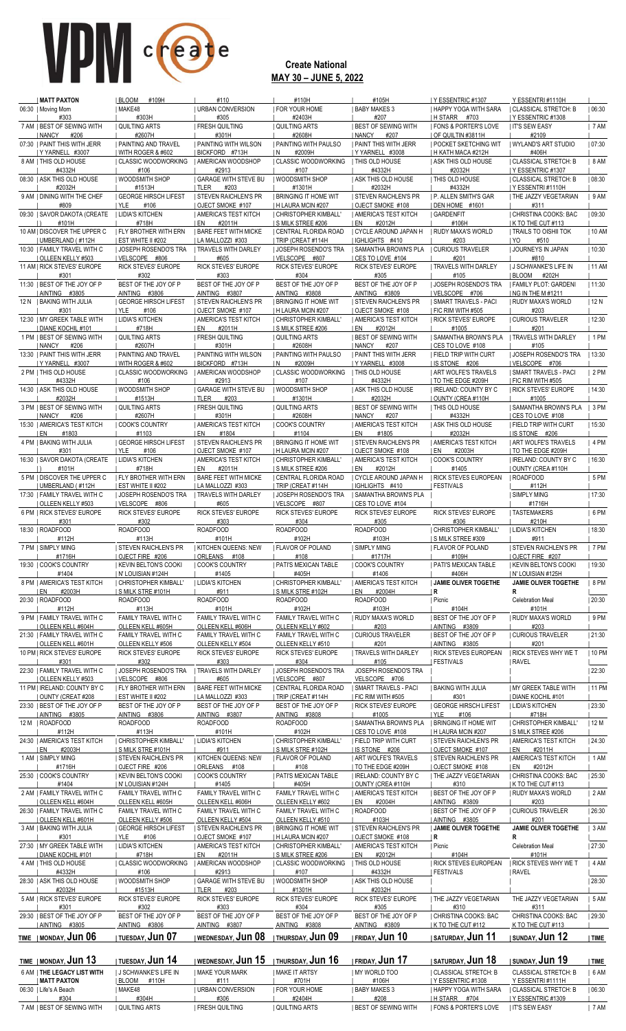# VPM create

## Create National
**MAY 30 – JUNE 5, 2022**

| TIME | MONDAY, Jun 06 | TUESDAY, Jun 07 | WEDNESDAY, Jun 08 | THURSDAY, Jun 09 | FRIDAY, Jun 10 | SATURDAY, Jun 11 | SUNDAY, Jun 12 | TIME |
|---|---|---|---|---|---|---|---|---|
| | MATT PAXTON | BLOOM #109H | #110 | #110H | #105H | Y ESSENTRI #1307 | Y ESSENTRI #1110H | |
| 06:30 | Moving Mom #303 | MAKE48 #303H | URBAN CONVERSION #305 | FOR YOUR HOME #2403H | BABY MAKES 3 #207 | HAPPY YOGA WITH SARA H STARR #703 | CLASSICAL STRETCH: B Y ESSENTRI #1308 | 06:30 |
| 7 AM | BEST OF SEWING WITH NANCY #206 | QUILTING ARTS #2607H | FRESH QUILTING #301H | QUILTING ARTS #2608H | BEST OF SEWING WITH NANCY #207 | FONS & PORTER'S LOVE OF QUILTIN #3811H | IT'S SEW EASY #2109 | 7 AM |
| 07:30 | PAINT THIS WITH JERR Y YARNELL #3007 | PAINTING AND TRAVEL WITH ROGER & #602 | PAINTING WITH WILSON BICKFORD #713H | PAINTING WITH PAULSO N #2009H | PAINT THIS WITH JERR Y YARNELL #3008 | POCKET SKETCHING WIT H KATH MACA #212H | WYLAND'S ART STUDIO #406H | 07:30 |
| 8 AM | THIS OLD HOUSE #4332H | CLASSIC WOODWORKING #106 | AMERICAN WOODSHOP #2913 | CLASSIC WOODWORKING #107 | THIS OLD HOUSE #4332H | ASK THIS OLD HOUSE #2032H | CLASSICAL STRETCH: B Y ESSENTRI #1307 | 8 AM |
| 08:30 | ASK THIS OLD HOUSE #2032H | WOODSMITH SHOP #1513H | GARAGE WITH STEVE BU TLER #203 | WOODSMITH SHOP #1301H | ASK THIS OLD HOUSE #2032H | THIS OLD HOUSE #4332H | CLASSICAL STRETCH: B Y ESSENTRI #1110H | 08:30 |
| 9 AM | DINING WITH THE CHEF #809 | GEORGE HIRSCH LIFEST YLE #106 | STEVEN RAICHLEN'S PR OJECT SMOKE #107 | BRINGING IT HOME WIT H LAURA MCIN #207 | STEVEN RAICHLEN'S PR OJECT SMOKE #108 | P. ALLEN SMITH'S GAR DEN HOME #1601 | THE JAZZY VEGETARIAN #311 | 9 AM |
| 09:30 | SAVOR DAKOTA (CREATE ) #101H | LIDIA'S KITCHEN #718H | AMERICA'S TEST KITCH EN #2011H | CHRISTOPHER KIMBALL' S MILK STREE #206 | AMERICA'S TEST KITCH EN #2012H | GARDENFIT #106H | CHRISTINA COOKS: BAC K TO THE CUT #113 | 09:30 |
| 10 AM | DISCOVER THE UPPER C UMBERLAND ( #112H | FLY BROTHER WITH ERN EST WHITE II #202 | BARE FEET WITH MICKE LA MALLOZZI #303 | CENTRAL FLORIDA ROAD TRIP (CREAT #114H | CYCLE AROUND JAPAN H IGHLIGHTS #410 | RUDY MAXA'S WORLD #203 | TRAILS TO OISHII TOK YO #510 | 10 AM |
| 10:30 | FAMILY TRAVEL WITH C OLLEEN KELLY #503 | JOSEPH ROSENDO'S TRA VELSCOPE #806 | TRAVELS WITH DARLEY #605 | JOSEPH ROSENDO'S TRA VELSCOPE #807 | SAMANTHA BROWN'S PLA CES TO LOVE #104 | CURIOUS TRAVELER #201 | JOURNEY'S IN JAPAN #810 | 10:30 |
| 11 AM | RICK STEVES' EUROPE #301 | RICK STEVES' EUROPE #302 | RICK STEVES' EUROPE #303 | RICK STEVES' EUROPE #304 | RICK STEVES' EUROPE #305 | TRAVELS WITH DARLEY #105 | J SCHWANKE'S LIFE IN BLOOM #202H | 11 AM |
| 11:30 | BEST OF THE JOY OF P AINTING #3805 | BEST OF THE JOY OF P AINTING #3806 | BEST OF THE JOY OF P AINTING #3807 | BEST OF THE JOY OF P AINTING #3808 | BEST OF THE JOY OF P AINTING #3809 | JOSEPH ROSENDO'S TRA VELSCOPE #706 | FAMILY PLOT: GARDENI NG IN THE M #1211 | 11:30 |
| 12 N | BAKING WITH JULIA #301 | GEORGE HIRSCH LIFEST YLE #106 | STEVEN RAICHLEN'S PR OJECT SMOKE #107 | BRINGING IT HOME WIT H LAURA MCIN #207 | STEVEN RAICHLEN'S PR OJECT SMOKE #108 | SMART TRAVELS - PACI FIC RIM WITH #505 | RUDY MAXA'S WORLD #203 | 12 N |
| 12:30 | MY GREEK TABLE WITH DIANE KOCHIL #101 | LIDIA'S KITCHEN #718H | AMERICA'S TEST KITCH EN #2011H | CHRISTOPHER KIMBALL' S MILK STREE #206 | AMERICA'S TEST KITCH EN #2012H | RICK STEVES' EUROPE #1005 | CURIOUS TRAVELER #201 | 12:30 |
| 1 PM | BEST OF SEWING WITH NANCY #206 | QUILTING ARTS #2607H | FRESH QUILTING #301H | QUILTING ARTS #2608H | BEST OF SEWING WITH NANCY #207 | SAMANTHA BROWN'S PLA CES TO LOVE #108 | TRAVELS WITH DARLEY #105 | 1 PM |
| 13:30 | PAINT THIS WITH JERR Y YARNELL #3007 | PAINTING AND TRAVEL WITH ROGER & #602 | PAINTING WITH WILSON BICKFORD #713H | PAINTING WITH PAULSO N #2009H | PAINT THIS WITH JERR Y YARNELL #3008 | FIELD TRIP WITH CURT IS STONE #206 | JOSEPH ROSENDO'S TRA VELSCOPE #706 | 13:30 |
| 2 PM | THIS OLD HOUSE #4332H | CLASSIC WOODWORKING #106 | AMERICAN WOODSHOP #2913 | CLASSIC WOODWORKING #107 | THIS OLD HOUSE #4332H | ART WOLFE'S TRAVELS TO THE EDGE #209H | SMART TRAVELS - PACI FIC RIM WITH #505 | 2 PM |
| 14:30 | ASK THIS OLD HOUSE #2032H | WOODSMITH SHOP #1513H | GARAGE WITH STEVE BU TLER #203 | WOODSMITH SHOP #1301H | ASK THIS OLD HOUSE #2032H | IRELAND: COUNTY BY C OUNTY (CREA #110H | RICK STEVES' EUROPE #1005 | 14:30 |
| 3 PM | BEST OF SEWING WITH NANCY #206 | QUILTING ARTS #2607H | FRESH QUILTING #301H | QUILTING ARTS #2608H | BEST OF SEWING WITH NANCY #207 | THIS OLD HOUSE #4332H | SAMANTHA BROWN'S PLA CES TO LOVE #108 | 3 PM |
| 15:30 | AMERICA'S TEST KITCH EN #1803 | COOK'S COUNTRY #1103 | AMERICA'S TEST KITCH EN #1804 | COOK'S COUNTRY #1104 | AMERICA'S TEST KITCH EN #1805 | ASK THIS OLD HOUSE #2032H | FIELD TRIP WITH CURT IS STONE #206 | 15:30 |
| 4 PM | BAKING WITH JULIA #301 | GEORGE HIRSCH LIFEST YLE #106 | STEVEN RAICHLEN'S PR OJECT SMOKE #107 | BRINGING IT HOME WIT H LAURA MCIN #207 | STEVEN RAICHLEN'S PR OJECT SMOKE #108 | AMERICA'S TEST KITCH EN #2003H | ART WOLFE'S TRAVELS TO THE EDGE #209H | 4 PM |
| 16:30 | SAVOR DAKOTA (CREATE ) #101H | LIDIA'S KITCHEN #718H | AMERICA'S TEST KITCH EN #2011H | CHRISTOPHER KIMBALL' S MILK STREE #206 | AMERICA'S TEST KITCH EN #2012H | COOK'S COUNTRY #1405 | IRELAND: COUNTY BY C OUNTY (CREA #110H | 16:30 |
| 5 PM | DISCOVER THE UPPER C UMBERLAND ( #112H | FLY BROTHER WITH ERN EST WHITE II #202 | BARE FEET WITH MICKE LA MALLOZZI #303 | CENTRAL FLORIDA ROAD TRIP (CREAT #114H | CYCLE AROUND JAPAN H IGHLIGHTS #410 | RICK STEVES EUROPEAN FESTIVALS | ROADFOOD #112H | 5 PM |
| 17:30 | FAMILY TRAVEL WITH C OLLEEN KELLY #503 | JOSEPH ROSENDO'S TRA VELSCOPE #806 | TRAVELS WITH DARLEY #605 | JOSEPH ROSENDO'S TRA VELSCOPE #807 | SAMANTHA BROWN'S PLA CES TO LOVE #104 | | SIMPLY MING #1716H | 17:30 |
| 6 PM | RICK STEVES' EUROPE #301 | RICK STEVES' EUROPE #302 | RICK STEVES' EUROPE #303 | RICK STEVES' EUROPE #304 | RICK STEVES' EUROPE #305 | RICK STEVES' EUROPE #306 | TASTEMAKERS #210H | 6 PM |
| 18:30 | ROADFOOD #112H | ROADFOOD #113H | ROADFOOD #101H | ROADFOOD #102H | ROADFOOD #103H | CHRISTOPHER KIMBALL' S MILK STREE #309 | LIDIA'S KITCHEN #911 | 18:30 |
| 7 PM | SIMPLY MING #1716H | STEVEN RAICHLEN'S PR OJECT FIRE #206 | KITCHEN QUEENS: NEW ORLEANS #108 | FLAVOR OF POLAND #108 | SIMPLY MING #1717H | FLAVOR OF POLAND #109H | STEVEN RAICHLEN'S PR OJECT FIRE #207 | 7 PM |
| 19:30 | COOK'S COUNTRY #1404 | KEVIN BELTON'S COOKI N' LOUISIAN #124H | COOK'S COUNTRY #1405 | PATI'S MEXICAN TABLE #405H | COOK'S COUNTRY #1406 | PATI'S MEXICAN TABLE #406H | KEVIN BELTON'S COOKI N' LOUISIAN #125H | 19:30 |
| 8 PM | AMERICA'S TEST KITCH EN #2003H | CHRISTOPHER KIMBALL' S MILK STRE #101H | LIDIA'S KITCHEN #911 | CHRISTOPHER KIMBALL' S MILK STRE #102H | AMERICA'S TEST KITCH EN #2004H | **JAMIE OLIVER TOGETHE R** | **JAMIE OLIVER TOGETHE R** | 8 PM |
| 20:30 | ROADFOOD #112H | ROADFOOD #113H | ROADFOOD #101H | ROADFOOD #102H | ROADFOOD #103H | Picnic #104H | Celebration Meal #101H | 20:30 |
| 9 PM | FAMILY TRAVEL WITH C OLLEEN KELLY #604H | FAMILY TRAVEL WITH C OLLEEN KELLY #605H | FAMILY TRAVEL WITH C OLLEEN KELLY #606H | FAMILY TRAVEL WITH C OLLEEN KELLY #602 | RUDY MAXA'S WORLD #203 | BEST OF THE JOY OF P AINTING #3809 | RUDY MAXA'S WORLD #203 | 9 PM |
| 21:30 | FAMILY TRAVEL WITH C OLLEEN KELLY #601H | FAMILY TRAVEL WITH C OLLEEN KELLY #506 | FAMILY TRAVEL WITH C OLLEEN KELLY #504 | FAMILY TRAVEL WITH C OLLEEN KELLY #510 | CURIOUS TRAVELER #201 | BEST OF THE JOY OF P AINTING #3805 | CURIOUS TRAVELER #201 | 21:30 |
| 10 PM | RICK STEVES' EUROPE #301 | RICK STEVES' EUROPE #302 | RICK STEVES' EUROPE #303 | RICK STEVES' EUROPE #304 | TRAVELS WITH DARLEY #105 | RICK STEVES EUROPEAN FESTIVALS | RICK STEVES WHY WE T RAVEL | 10 PM |
| 22:30 | FAMILY TRAVEL WITH C OLLEEN KELLY #503 | JOSEPH ROSENDO'S TRA VELSCOPE #806 | TRAVELS WITH DARLEY #605 | JOSEPH ROSENDO'S TRA VELSCOPE #807 | JOSEPH ROSENDO'S TRA VELSCOPE #706 | | | 22:30 |
| 11 PM | IRELAND: COUNTY BY C OUNTY (CREA #208 | FLY BROTHER WITH ERN EST WHITE II #202 | BARE FEET WITH MICKE LA MALLOZZI #303 | CENTRAL FLORIDA ROAD TRIP (CREAT #114H | SMART TRAVELS - PACI FIC RIM WITH #505 | BAKING WITH JULIA #301 | MY GREEK TABLE WITH DIANE KOCHIL #101 | 11 PM |
| 23:30 | BEST OF THE JOY OF P AINTING #3805 | BEST OF THE JOY OF P AINTING #3806 | BEST OF THE JOY OF P AINTING #3807 | BEST OF THE JOY OF P AINTING #3808 | RICK STEVES' EUROPE #1005 | GEORGE HIRSCH LIFEST YLE #106 | LIDIA'S KITCHEN #718H | 23:30 |
| 12 M | ROADFOOD #112H | ROADFOOD #113H | ROADFOOD #101H | ROADFOOD #102H | SAMANTHA BROWN'S PLA CES TO LOVE #108 | BRINGING IT HOME WIT H LAURA MCIN #207 | CHRISTOPHER KIMBALL' S MILK STREE #206 | 12 M |
| 24:30 | AMERICA'S TEST KITCH EN #2003H | CHRISTOPHER KIMBALL' S MILK STRE #101H | LIDIA'S KITCHEN #911 | CHRISTOPHER KIMBALL' S MILK STRE #102H | FIELD TRIP WITH CURT IS STONE #206 | STEVEN RAICHLEN'S PR OJECT SMOKE #107 | AMERICA'S TEST KITCH EN #2011H | 24:30 |
| 1 AM | SIMPLY MING #1716H | STEVEN RAICHLEN'S PR OJECT FIRE #206 | KITCHEN QUEENS: NEW ORLEANS #108 | FLAVOR OF POLAND #108 | ART WOLFE'S TRAVELS TO THE EDGE #209H | STEVEN RAICHLEN'S PR OJECT SMOKE #108 | AMERICA'S TEST KITCH EN #2012H | 1 AM |
| 25:30 | COOK'S COUNTRY #1404 | KEVIN BELTON'S COOKI N' LOUISIAN #124H | COOK'S COUNTRY #1405 | PATI'S MEXICAN TABLE #405H | IRELAND: COUNTY BY C OUNTY (CREA #110H | THE JAZZY VEGETARIAN #310 | CHRISTINA COOKS: BAC K TO THE CUT #113 | 25:30 |
| 2 AM | FAMILY TRAVEL WITH C OLLEEN KELLY #604H | FAMILY TRAVEL WITH C OLLEEN KELLY #605H | FAMILY TRAVEL WITH C OLLEEN KELLY #606H | FAMILY TRAVEL WITH C OLLEEN KELLY #602 | AMERICA'S TEST KITCH EN #2004H | BEST OF THE JOY OF P AINTING #3809 | RUDY MAXA'S WORLD #203 | 2 AM |
| 26:30 | FAMILY TRAVEL WITH C OLLEEN KELLY #601H | FAMILY TRAVEL WITH C OLLEEN KELLY #506 | FAMILY TRAVEL WITH C OLLEEN KELLY #504 | FAMILY TRAVEL WITH C OLLEEN KELLY #510 | ROADFOOD #103H | BEST OF THE JOY OF P AINTING #3805 | CURIOUS TRAVELER #201 | 26:30 |
| 3 AM | BAKING WITH JULIA #301 | GEORGE HIRSCH LIFEST YLE #106 | STEVEN RAICHLEN'S PR OJECT SMOKE #107 | BRINGING IT HOME WIT H LAURA MCIN #207 | STEVEN RAICHLEN'S PR OJECT SMOKE #108 | **JAMIE OLIVER TOGETHE R** | **JAMIE OLIVER TOGETHE R** | 3 AM |
| 27:30 | MY GREEK TABLE WITH DIANE KOCHIL #101 | LIDIA'S KITCHEN #718H | AMERICA'S TEST KITCH EN #2011H | CHRISTOPHER KIMBALL' S MILK STREE #206 | AMERICA'S TEST KITCH EN #2012H | Picnic #104H | Celebration Meal #101H | 27:30 |
| 4 AM | THIS OLD HOUSE #4332H | CLASSIC WOODWORKING #106 | AMERICAN WOODSHOP #2913 | CLASSIC WOODWORKING #107 | THIS OLD HOUSE #4332H | RICK STEVES EUROPEAN FESTIVALS | RICK STEVES WHY WE T RAVEL | 4 AM |
| 28:30 | ASK THIS OLD HOUSE #2032H | WOODSMITH SHOP #1513H | GARAGE WITH STEVE BU TLER #203 | WOODSMITH SHOP #1301H | ASK THIS OLD HOUSE #2032H | | | 28:30 |
| 5 AM | RICK STEVES' EUROPE #301 | RICK STEVES' EUROPE #302 | RICK STEVES' EUROPE #303 | RICK STEVES' EUROPE #304 | RICK STEVES' EUROPE #305 | THE JAZZY VEGETARIAN #310 | THE JAZZY VEGETARIAN #311 | 5 AM |
| 29:30 | BEST OF THE JOY OF P AINTING #3805 | BEST OF THE JOY OF P AINTING #3806 | BEST OF THE JOY OF P AINTING #3807 | BEST OF THE JOY OF P AINTING #3808 | BEST OF THE JOY OF P AINTING #3809 | CHRISTINA COOKS: BAC K TO THE CUT #112 | CHRISTINA COOKS: BAC K TO THE CUT #113 | 29:30 |
| TIME | MONDAY, Jun 06 | TUESDAY, Jun 07 | WEDNESDAY, Jun 08 | THURSDAY, Jun 09 | FRIDAY, Jun 10 | SATURDAY, Jun 11 | SUNDAY, Jun 12 | TIME |

| TIME | MONDAY, Jun 13 | TUESDAY, Jun 14 | WEDNESDAY, Jun 15 | THURSDAY, Jun 16 | FRIDAY, Jun 17 | SATURDAY, Jun 18 | SUNDAY, Jun 19 | TIME |
|---|---|---|---|---|---|---|---|---|
| 6 AM | **THE LEGACY LIST WITH MATT PAXTON** | J SCHWANKE'S LIFE IN BLOOM #110H | MAKE YOUR MARK #111 | MAKE IT ARTSY #701H | MY WORLD TOO #106H | CLASSICAL STRETCH: B Y ESSENTRI #1308 | CLASSICAL STRETCH: B Y ESSENTRI #1111H | 6 AM |
| 06:30 | Life's A Beach #304 | MAKE48 #304H | URBAN CONVERSION #306 | FOR YOUR HOME #2404H | BABY MAKES 3 #208 | HAPPY YOGA WITH SARA H STARR #704 | CLASSICAL STRETCH: B Y ESSENTRI #1309 | 06:30 |
| 7 AM | BEST OF SEWING WITH | QUILTING ARTS | FRESH QUILTING | QUILTING ARTS | BEST OF SEWING WITH | FONS & PORTER'S LOVE | IT'S SEW EASY | 7 AM |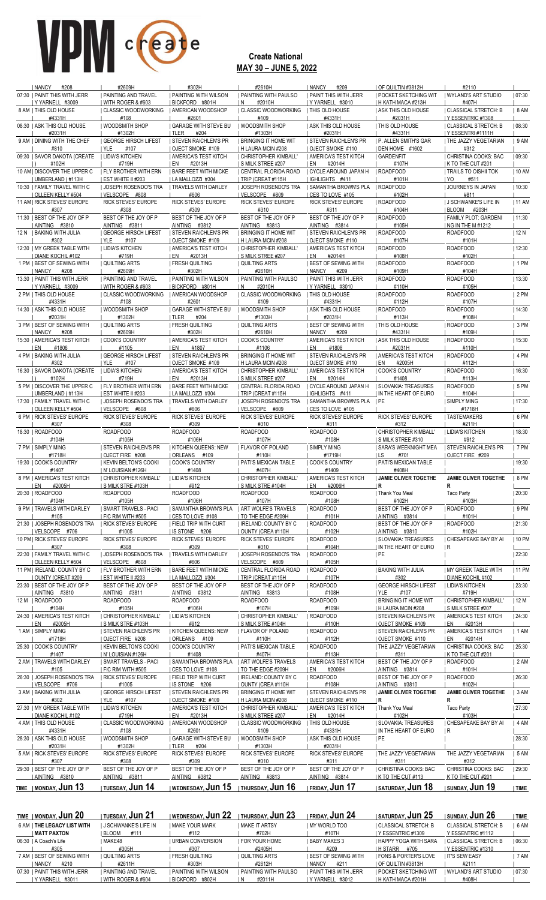# VPM create

## Create National
**MAY 30 – JUNE 5, 2022**

| TIME | MONDAY, Jun 13 | TUESDAY, Jun 14 | WEDNESDAY, Jun 15 | THURSDAY, Jun 16 | FRIDAY, Jun 17 | SATURDAY, Jun 18 | SUNDAY, Jun 19 | TIME |
|---|---|---|---|---|---|---|---|---|
| | NANCY #208 | #2609H | #302H | #2610H | NANCY #209 | OF QUILTIN #3812H | #2110 | |
| 07:30 | PAINT THIS WITH JERR Y YARNELL #3009 | PAINTING AND TRAVEL WITH ROGER & #603 | PAINTING WITH WILSON BICKFORD #801H | PAINTING WITH PAULSO N #2010H | PAINT THIS WITH JERR Y YARNELL #3010 | POCKET SKETCHING WIT H KATH MACA #213H | WYLAND'S ART STUDIO #407H | 07:30 |
| 8 AM | THIS OLD HOUSE #4331H | CLASSIC WOODWORKING #108 | AMERICAN WOODSHOP #2601 | CLASSIC WOODWORKING #109 | THIS OLD HOUSE #4331H | ASK THIS OLD HOUSE #2031H | CLASSICAL STRETCH: B Y ESSENTRI #1308 | 8 AM |
| 08:30 | ASK THIS OLD HOUSE #2031H | WOODSMITH SHOP #1302H | GARAGE WITH STEVE BU TLER #204 | WOODSMITH SHOP #1303H | ASK THIS OLD HOUSE #2031H | THIS OLD HOUSE #4331H | CLASSICAL STRETCH: B Y ESSENTRI #1111H | 08:30 |
| 9 AM | DINING WITH THE CHEF #810 | GEORGE HIRSCH LIFEST YLE #107 | STEVEN RAICHLEN'S PR OJECT SMOKE #109 | BRINGING IT HOME WIT H LAURA MCIN #208 | STEVEN RAICHLEN'S PR OJECT SMOKE #110 | P. ALLEN SMITH'S GAR DEN HOME #1602 | THE JAZZY VEGETARIAN #312 | 9 AM |
| 09:30 | SAVOR DAKOTA (CREATE ) #102H | LIDIA'S KITCHEN #719H | AMERICA'S TEST KITCH EN #2013H | CHRISTOPHER KIMBALL' S MILK STREE #207 | AMERICA'S TEST KITCH EN #2014H | GARDENFIT #107H | CHRISTINA COOKS: BAC K TO THE CUT #201 | 09:30 |
| 10 AM | DISCOVER THE UPPER C UMBERLAND ( #113H | FLY BROTHER WITH ERN EST WHITE II #203 | BARE FEET WITH MICKE LA MALLOZZI #304 | CENTRAL FLORIDA ROAD TRIP (CREAT #115H | CYCLE AROUND JAPAN H IGHLIGHTS #411 | ROADFOOD #101H | TRAILS TO OISHII TOK YO #511 | 10 AM |
| 10:30 | FAMILY TRAVEL WITH C OLLEEN KELLY #504 | JOSEPH ROSENDO'S TRA VELSCOPE #808 | TRAVELS WITH DARLEY #606 | JOSEPH ROSENDO'S TRA VELSCOPE #809 | SAMANTHA BROWN'S PLA CES TO LOVE #105 | ROADFOOD #102H | JOURNEYS IN JAPAN #811 | 10:30 |
| 11 AM | RICK STEVES' EUROPE #307 | RICK STEVES' EUROPE #308 | RICK STEVES' EUROPE #309 | RICK STEVES' EUROPE #310 | RICK STEVES' EUROPE #311 | ROADFOOD #104H | J SCHWANKE'S LIFE IN BLOOM #203H | 11 AM |
| 11:30 | BEST OF THE JOY OF P AINTING #3810 | BEST OF THE JOY OF P AINTING #3811 | BEST OF THE JOY OF P AINTING #3812 | BEST OF THE JOY OF P AINTING #3813 | BEST OF THE JOY OF P AINTING #3814 | ROADFOOD #105H | FAMILY PLOT: GARDENI NG IN THE M #1212 | 11:30 |
| 12 N | BAKING WITH JULIA #302 | GEORGE HIRSCH LIFEST YLE #107 | STEVEN RAICHLEN'S PR OJECT SMOKE #109 | BRINGING IT HOME WIT H LAURA MCIN #208 | STEVEN RAICHLEN'S PR OJECT SMOKE #110 | ROADFOOD #107H | ROADFOOD #101H | 12 N |
| 12:30 | MY GREEK TABLE WITH DIANE KOCHIL #102 | LIDIA'S KITCHEN #719H | AMERICA'S TEST KITCH EN #2013H | CHRISTOPHER KIMBALL' S MILK STREE #207 | AMERICA'S TEST KITCH EN #2014H | ROADFOOD #108H | ROADFOOD #102H | 12:30 |
| 1 PM | BEST OF SEWING WITH NANCY #208 | QUILTING ARTS #2609H | FRESH QUILTING #302H | QUILTING ARTS #2610H | BEST OF SEWING WITH NANCY #209 | ROADFOOD #109H | ROADFOOD #104H | 1 PM |
| 13:30 | PAINT THIS WITH JERR Y YARNELL #3009 | PAINTING AND TRAVEL WITH ROGER & #603 | PAINTING WITH WILSON BICKFORD #801H | PAINTING WITH PAULSO N #2010H | PAINT THIS WITH JERR Y YARNELL #3010 | ROADFOOD #110H | ROADFOOD #105H | 13:30 |
| 2 PM | THIS OLD HOUSE #4331H | CLASSIC WOODWORKING #108 | AMERICAN WOODSHOP #2601 | CLASSIC WOODWORKING #109 | THIS OLD HOUSE #4331H | ROADFOOD #112H | ROADFOOD #107H | 2 PM |
| 14:30 | ASK THIS OLD HOUSE #2031H | WOODSMITH SHOP #1302H | GARAGE WITH STEVE BU TLER #204 | WOODSMITH SHOP #1303H | ASK THIS OLD HOUSE #2031H | ROADFOOD #113H | ROADFOOD #108H | 14:30 |
| 3 PM | BEST OF SEWING WITH NANCY #208 | QUILTING ARTS #2609H | FRESH QUILTING #302H | QUILTING ARTS #2610H | BEST OF SEWING WITH NANCY #209 | THIS OLD HOUSE #4331H | ROADFOOD #109H | 3 PM |
| 15:30 | AMERICA'S TEST KITCH EN #1806 | COOK'S COUNTRY #1105 | AMERICA'S TEST KITCH EN #1807 | COOK'S COUNTRY #1106 | AMERICA'S TEST KITCH EN #1808 | ASK THIS OLD HOUSE #2031H | ROADFOOD #110H | 15:30 |
| 4 PM | BAKING WITH JULIA #302 | GEORGE HIRSCH LIFEST YLE #107 | STEVEN RAICHLEN'S PR OJECT SMOKE #109 | BRINGING IT HOME WIT H LAURA MCIN #208 | STEVEN RAICHLEN'S PR OJECT SMOKE #110 | AMERICA'S TEST KITCH EN #2005H | ROADFOOD #112H | 4 PM |
| 16:30 | SAVOR DAKOTA (CREATE ) #102H | LIDIA'S KITCHEN #719H | AMERICA'S TEST KITCH EN #2013H | CHRISTOPHER KIMBALL' S MILK STREE #207 | AMERICA'S TEST KITCH EN #2014H | COOK'S COUNTRY #1408 | ROADFOOD #113H | 16:30 |
| 5 PM | DISCOVER THE UPPER C UMBERLAND ( #113H | FLY BROTHER WITH ERN EST WHITE II #203 | BARE FEET WITH MICKE LA MALLOZZI #304 | CENTRAL FLORIDA ROAD TRIP (CREAT #115H | CYCLE AROUND JAPAN H IGHLIGHTS #411 | SLOVAKIA: TREASURES IN THE HEART OF EURO | ROADFOOD #104H | 5 PM |
| 17:30 | FAMILY TRAVEL WITH C OLLEEN KELLY #504 | JOSEPH ROSENDO'S TRA VELSCOPE #808 | TRAVELS WITH DARLEY #606 | JOSEPH ROSENDO'S TRA VELSCOPE #809 | SAMANTHA BROWN'S PLA CES TO LOVE #105 | PE | SIMPLY MING #1718H | 17:30 |
| 6 PM | RICK STEVES' EUROPE #307 | RICK STEVES' EUROPE #308 | RICK STEVES' EUROPE #309 | RICK STEVES' EUROPE #310 | RICK STEVES' EUROPE #311 | RICK STEVES' EUROPE #312 | TASTEMAKERS #211H | 6 PM |
| 18:30 | ROADFOOD #104H | ROADFOOD #105H | ROADFOOD #106H | ROADFOOD #107H | ROADFOOD #108H | CHRISTOPHER KIMBALL' S MILK STREE #310 | LIDIA'S KITCHEN #912 | 18:30 |
| 7 PM | SIMPLY MING #1718H | STEVEN RAICHLEN'S PR OJECT FIRE #208 | KITCHEN QUEENS: NEW ORLEANS #109 | FLAVOR OF POLAND #110H | SIMPLY MING #1719H | SARA'S WEEKNIGHT MEA LS #701 | STEVEN RAICHLEN'S PR OJECT FIRE #209 | 7 PM |
| 19:30 | COOK'S COUNTRY #1407 | KEVIN BELTON'S COOKI N' LOUISIAN #126H | COOK'S COUNTRY #1408 | PATI'S MEXICAN TABLE #407H | COOK'S COUNTRY #1409 | PATI'S MEXICAN TABLE #408H | | 19:30 |
| 8 PM | AMERICA'S TEST KITCH EN #2005H | CHRISTOPHER KIMBALL' S MILK STREE #103H | LIDIA'S KITCHEN #912 | CHRISTOPHER KIMBALL' S MILK STREE #104H | AMERICA'S TEST KITCH EN #2006H | **JAMIE OLIVER TOGETHE R** | **JAMIE OLIVER TOGETHE R** | 8 PM |
| 20:30 | ROADFOOD #104H | ROADFOOD #105H | ROADFOOD #106H | ROADFOOD #107H | ROADFOOD #108H | Thank You Meal #102H | Taco Party #103H | 20:30 |
| 9 PM | TRAVELS WITH DARLEY #105 | SMART TRAVELS - PACI FIC RIM WITH #505 | SAMANTHA BROWN'S PLA CES TO LOVE #108 | ART WOLFE'S TRAVELS TO THE EDGE #209H | ROADFOOD #101H | BEST OF THE JOY OF P AINTING #3814 | ROADFOOD #101H | 9 PM |
| 21:30 | JOSEPH ROSENDO'S TRA VELSCOPE #706 | RICK STEVES' EUROPE #1005 | FIELD TRIP WITH CURT IS STONE #206 | IRELAND: COUNTY BY C OUNTY (CREA #110H | ROADFOOD #102H | BEST OF THE JOY OF P AINTING #3810 | ROADFOOD #102H | 21:30 |
| 10 PM | RICK STEVES' EUROPE #307 | RICK STEVES' EUROPE #308 | RICK STEVES' EUROPE #309 | RICK STEVES' EUROPE #310 | ROADFOOD #104H | SLOVAKIA: TREASURES IN THE HEART OF EURO | CHESAPEAKE BAY BY AI R | 10 PM |
| 22:30 | FAMILY TRAVEL WITH C OLLEEN KELLY #504 | JOSEPH ROSENDO'S TRA VELSCOPE #808 | TRAVELS WITH DARLEY #606 | JOSEPH ROSENDO'S TRA VELSCOPE #809 | ROADFOOD #105H | PE | | 22:30 |
| 11 PM | IRELAND: COUNTY BY C OUNTY (CREAT #209 | FLY BROTHER WITH ERN EST WHITE II #203 | BARE FEET WITH MICKE LA MALLOZZI #304 | CENTRAL FLORIDA ROAD TRIP (CREAT #115H | ROADFOOD #107H | BAKING WITH JULIA #302 | MY GREEK TABLE WITH DIANE KOCHIL #102 | 11 PM |
| 23:30 | BEST OF THE JOY OF P AINTING #3810 | BEST OF THE JOY OF P AINTING #3811 | BEST OF THE JOY OF P AINTING #3812 | BEST OF THE JOY OF P AINTING #3813 | ROADFOOD #108H | GEORGE HIRSCH LIFEST YLE #107 | LIDIA'S KITCHEN #719H | 23:30 |
| 12 M | ROADFOOD #104H | ROADFOOD #105H | ROADFOOD #106H | ROADFOOD #107H | ROADFOOD #109H | BRINGING IT HOME WIT H LAURA MCIN #208 | CHRISTOPHER KIMBALL' S MILK STREE #207 | 12 M |
| 24:30 | AMERICA'S TEST KITCH EN #2005H | CHRISTOPHER KIMBALL' S MILK STREE #103H | LIDIA'S KITCHEN #912 | CHRISTOPHER KIMBALL' S MILK STREE #104H | ROADFOOD #110H | STEVEN RAICHLEN'S PR OJECT SMOKE #109 | AMERICA'S TEST KITCH EN #2013H | 24:30 |
| 1 AM | SIMPLY MING #1718H | STEVEN RAICHLEN'S PR OJECT FIRE #208 | KITCHEN QUEENS: NEW ORLEANS #109 | FLAVOR OF POLAND #110H | ROADFOOD #112H | STEVEN RAICHLEN'S PR OJECT SMOKE #110 | AMERICA'S TEST KITCH EN #2014H | 1 AM |
| 25:30 | COOK'S COUNTRY #1407 | KEVIN BELTON'S COOKI N' LOUISIAN #126H | COOK'S COUNTRY #1408 | PATI'S MEXICAN TABLE #407H | ROADFOOD #113H | THE JAZZY VEGETARIAN #311 | CHRISTINA COOKS: BAC K TO THE CUT #201 | 25:30 |
| 2 AM | TRAVELS WITH DARLEY #105 | SMART TRAVELS - PACI FIC RIM WITH #505 | SAMANTHA BROWN'S PLA CES TO LOVE #108 | ART WOLFE'S TRAVELS TO THE EDGE #209H | AMERICA'S TEST KITCH EN #2006H | BEST OF THE JOY OF P AINTING #3814 | ROADFOOD #101H | 2 AM |
| 26:30 | JOSEPH ROSENDO'S TRA VELSCOPE #706 | RICK STEVES' EUROPE #1005 | FIELD TRIP WITH CURT IS STONE #206 | IRELAND: COUNTY BY C OUNTY (CREA #110H | ROADFOOD #108H | BEST OF THE JOY OF P AINTING #3810 | ROADFOOD #102H | 26:30 |
| 3 AM | BAKING WITH JULIA #302 | GEORGE HIRSCH LIFEST YLE #107 | STEVEN RAICHLEN'S PR OJECT SMOKE #109 | BRINGING IT HOME WIT H LAURA MCIN #208 | STEVEN RAICHLEN'S PR OJECT SMOKE #110 | **JAMIE OLIVER TOGETHE R** | **JAMIE OLIVER TOGETHE R** | 3 AM |
| 27:30 | MY GREEK TABLE WITH DIANE KOCHIL #102 | LIDIA'S KITCHEN #719H | AMERICA'S TEST KITCH EN #2013H | CHRISTOPHER KIMBALL' S MILK STREE #207 | AMERICA'S TEST KITCH EN #2014H | Thank You Meal #102H | Taco Party #103H | 27:30 |
| 4 AM | THIS OLD HOUSE #4331H | CLASSIC WOODWORKING #108 | AMERICAN WOODSHOP #2601 | CLASSIC WOODWORKING #109 | THIS OLD HOUSE #4331H | SLOVAKIA: TREASURES IN THE HEART OF EURO | CHESAPEAKE BAY BY AI R | 4 AM |
| 28:30 | ASK THIS OLD HOUSE #2031H | WOODSMITH SHOP #1302H | GARAGE WITH STEVE BU TLER #204 | WOODSMITH SHOP #1303H | ASK THIS OLD HOUSE #2031H | PE | | 28:30 |
| 5 AM | RICK STEVES' EUROPE #307 | RICK STEVES' EUROPE #308 | RICK STEVES' EUROPE #309 | RICK STEVES' EUROPE #310 | RICK STEVES' EUROPE #311 | THE JAZZY VEGETARIAN #311 | THE JAZZY VEGETARIAN #312 | 5 AM |
| 29:30 | BEST OF THE JOY OF P AINTING #3810 | BEST OF THE JOY OF P AINTING #3811 | BEST OF THE JOY OF P AINTING #3812 | BEST OF THE JOY OF P AINTING #3813 | BEST OF THE JOY OF P AINTING #3814 | CHRISTINA COOKS: BAC K TO THE CUT #113 | CHRISTINA COOKS: BAC K TO THE CUT #201 | 29:30 |

| TIME | MONDAY, Jun 20 | TUESDAY, Jun 21 | WEDNESDAY, Jun 22 | THURSDAY, Jun 23 | FRIDAY, Jun 24 | SATURDAY, Jun 25 | SUNDAY, Jun 26 | TIME |
|---|---|---|---|---|---|---|---|---|
| 6 AM | **THE LEGACY LIST WITH MATT PAXTON** | J SCHWANKE'S LIFE IN BLOOM #111 | MAKE YOUR MARK #112 | MAKE IT ARTSY #702H | MY WORLD TOO #107H | CLASSICAL STRETCH: B Y ESSENTRI #1309 | CLASSICAL STRETCH: B Y ESSENTRI #1112 | 6 AM |
| 06:30 | A Coach's Life #305 | MAKE48 #305H | URBAN CONVERSION #307 | FOR YOUR HOME #2405H | BABY MAKES 3 #209 | HAPPY YOGA WITH SARA H STARR #705 | CLASSICAL STRETCH: B Y ESSENTRI #1310 | 06:30 |
| 7 AM | BEST OF SEWING WITH NANCY #210 | QUILTING ARTS #2611H | FRESH QUILTING #303H | QUILTING ARTS #2612H | BEST OF SEWING WITH NANCY #211 | FONS & PORTER'S LOVE OF QUILTIN #3813H | IT'S SEW EASY #2111 | 7 AM |
| 07:30 | PAINT THIS WITH JERR Y YARNELL #3011 | PAINTING AND TRAVEL WITH ROGER & #604 | PAINTING WITH WILSON BICKFORD #802H | PAINTING WITH PAULSO N #2011H | PAINT THIS WITH JERR Y YARNELL #3012 | POCKET SKETCHING WIT H KATH MACA #201H | WYLAND'S ART STUDIO #408H | 07:30 |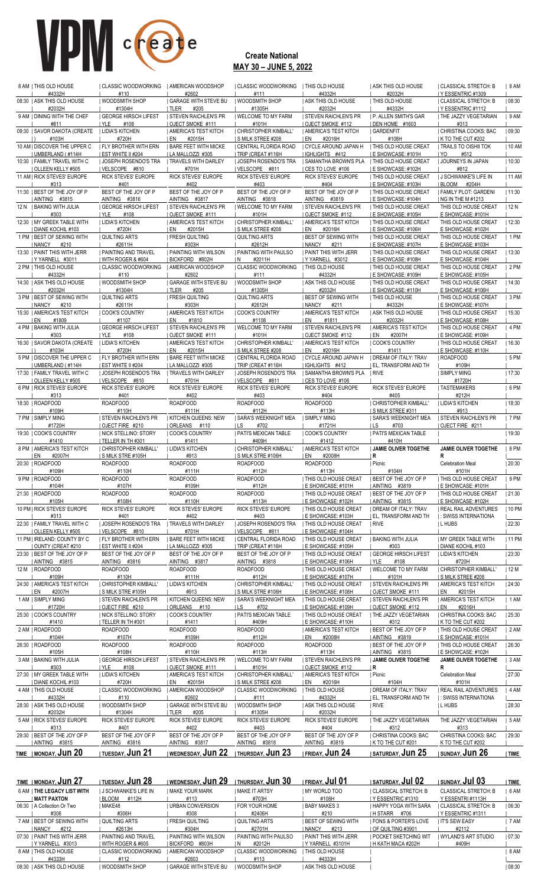# VPM create

**Create National**
**MAY 30 – JUNE 5, 2022**

| TIME | MONDAY, Jun 20 | TUESDAY, Jun 21 | WEDNESDAY, Jun 22 | THURSDAY, Jun 23 | FRIDAY, Jun 24 | SATURDAY, Jun 25 | SUNDAY, Jun 26 | TIME |
|---|---|---|---|---|---|---|---|---|
| 8 AM | THIS OLD HOUSE #4332H | CLASSIC WOODWORKING #110 | AMERICAN WOODSHOP #2602 | CLASSIC WOODWORKING #111 | THIS OLD HOUSE #4332H | ASK THIS OLD HOUSE #2032H | CLASSICAL STRETCH: B Y ESSENTRIC #1309 | 8 AM |
| 08:30 | ASK THIS OLD HOUSE #2032H | WOODSMITH SHOP #1304H | GARAGE WITH STEVE BU TLER #205 | WOODSMITH SHOP #1305H | ASK THIS OLD HOUSE #2032H | THIS OLD HOUSE #4332H | CLASSICAL STRETCH: B Y ESSENTRIC #1112 | 08:30 |
| 9 AM | DINING WITH THE CHEF #811 | GEORGE HIRSCH LIFEST YLE #108 | STEVEN RAICHLEN'S PR OJECT SMOKE #111 | WELCOME TO MY FARM #101H | STEVEN RAICHLEN'S PR OJECT SMOKE #112 | P. ALLEN SMITH'S GAR DEN HOME #1603 | THE JAZZY VEGETARIAN #313 | 9 AM |
| 09:30 | SAVOR DAKOTA (CREATE ) #103H | LIDIA'S KITCHEN #720H | AMERICA'S TEST KITCH EN #2015H | CHRISTOPHER KIMBALL' S MILK STREE #208 | AMERICA'S TEST KITCH EN #2016H | GARDENFIT #108H | CHRISTINA COOKS: BAC K TO THE CUT #202 | 09:30 |
| 10 AM | DISCOVER THE UPPER C UMBERLAND ( #114H | FLY BROTHER WITH ERN EST WHITE II #204 | BARE FEET WITH MICKE LA MALLOZZI #305 | CENTRAL FLORIDA ROAD TRIP (CREAT #116H | CYCLE AROUND JAPAN H IGHLIGHTS #412 | THIS OLD HOUSE CREAT E SHOWCASE: #101H | TRAILS TO OISHII TOK YO #512 | 10 AM |
| 10:30 | FAMILY TRAVEL WITH C OLLEEN KELLY #505 | JOSEPH ROSENDO'S TRA VELSCOPE #810 | TRAVELS WITH DARLEY #701H | JOSEPH ROSENDO'S TRA VELSCOPE #811 | SAMANTHA BROWN'S PLA CES TO LOVE #106 | THIS OLD HOUSE CREAT E SHOWCASE: #102H | JOURNEYS IN JAPAN #812 | 10:30 |
| 11 AM | RICK STEVES' EUROPE #313 | RICK STEVES' EUROPE #401 | RICK STEVES' EUROPE #402 | RICK STEVES' EUROPE #403 | RICK STEVES' EUROPE #404 | THIS OLD HOUSE CREAT E SHOWCASE: #103H | J SCHWANKE'S LIFE IN BLOOM #204H | 11 AM |
| 11:30 | BEST OF THE JOY OF P AINTING #3815 | BEST OF THE JOY OF P AINTING #3816 | BEST OF THE JOY OF P AINTING #3817 | BEST OF THE JOY OF P AINTING #3818 | BEST OF THE JOY OF P AINTING #3819 | THIS OLD HOUSE CREAT E SHOWCASE: #104H | FAMILY PLOT: GARDENI NG IN THE M #1213 | 11:30 |
| 12 N | BAKING WITH JULIA #303 | GEORGE HIRSCH LIFEST YLE #108 | STEVEN RAICHLEN'S PR OJECT SMOKE #111 | WELCOME TO MY FARM #101H | STEVEN RAICHLEN'S PR OJECT SMOKE #112 | THIS OLD HOUSE CREAT E SHOWCASE: #105H | THIS OLD HOUSE CREAT E SHOWCASE: #101H | 12 N |
| 12:30 | MY GREEK TABLE WITH DIANE KOCHIL #103 | LIDIA'S KITCHEN #720H | AMERICA'S TEST KITCH EN #2015H | CHRISTOPHER KIMBALL' S MILK STREE #208 | AMERICA'S TEST KITCH EN #2016H | THIS OLD HOUSE CREAT E SHOWCASE: #106H | THIS OLD HOUSE CREAT E SHOWCASE: #102H | 12:30 |
| 1 PM | BEST OF SEWING WITH NANCY #210 | QUILTING ARTS #2611H | FRESH QUILTING #303H | QUILTING ARTS #2612H | BEST OF SEWING WITH NANCY #211 | THIS OLD HOUSE CREAT E SHOWCASE: #107H | THIS OLD HOUSE CREAT E SHOWCASE: #103H | 1 PM |
| 13:30 | PAINT THIS WITH JERR Y YARNELL #3011 | PAINTING AND TRAVEL WITH ROGER & #604 | PAINTING WITH WILSON BICKFORD #802H | PAINTING WITH PAULSO N #2011H | PAINT THIS WITH JERR Y YARNELL #3012 | THIS OLD HOUSE CREAT E SHOWCASE: #108H | THIS OLD HOUSE CREAT E SHOWCASE: #104H | 13:30 |
| 2 PM | THIS OLD HOUSE #4332H | CLASSIC WOODWORKING #110 | AMERICAN WOODSHOP #2602 | CLASSIC WOODWORKING #111 | THIS OLD HOUSE #4332H | THIS OLD HOUSE CREAT E SHOWCASE: #109H | THIS OLD HOUSE CREAT E SHOWCASE: #105H | 2 PM |
| 14:30 | ASK THIS OLD HOUSE #2032H | WOODSMITH SHOP #1304H | GARAGE WITH STEVE BU TLER #205 | WOODSMITH SHOP #1305H | ASK THIS OLD HOUSE #2032H | THIS OLD HOUSE CREAT E SHOWCASE: #110H | THIS OLD HOUSE CREAT E SHOWCASE: #106H | 14:30 |
| 3 PM | BEST OF SEWING WITH NANCY #210 | QUILTING ARTS #2611H | FRESH QUILTING #303H | QUILTING ARTS #2612H | BEST OF SEWING WITH NANCY #211 | THIS OLD HOUSE #4332H | THIS OLD HOUSE CREAT E SHOWCASE: #107H | 3 PM |
| 15:30 | AMERICA'S TEST KITCH EN #1809 | COOK'S COUNTRY #1107 | AMERICA'S TEST KITCH EN #1810 | COOK'S COUNTRY #1108 | AMERICA'S TEST KITCH EN #1811 | ASK THIS OLD HOUSE #2032H | THIS OLD HOUSE CREAT E SHOWCASE: #108H | 15:30 |
| 4 PM | BAKING WITH JULIA #303 | GEORGE HIRSCH LIFEST YLE #108 | STEVEN RAICHLEN'S PR OJECT SMOKE #111 | WELCOME TO MY FARM #101H | STEVEN RAICHLEN'S PR OJECT SMOKE #112 | AMERICA'S TEST KITCH EN #2007H | THIS OLD HOUSE CREAT E SHOWCASE: #109H | 4 PM |
| 16:30 | SAVOR DAKOTA (CREATE ) #103H | LIDIA'S KITCHEN #720H | AMERICA'S TEST KITCH EN #2015H | CHRISTOPHER KIMBALL' S MILK STREE #208 | AMERICA'S TEST KITCH EN #2016H | COOK'S COUNTRY #1411 | THIS OLD HOUSE CREAT E SHOWCASE: #110H | 16:30 |
| 5 PM | DISCOVER THE UPPER C UMBERLAND ( #114H | FLY BROTHER WITH ERN EST WHITE II #204 | BARE FEET WITH MICKE LA MALLOZZI #305 | CENTRAL FLORIDA ROAD TRIP (CREAT #116H | CYCLE AROUND JAPAN H IGHLIGHTS #412 | DREAM OF ITALY: TRAV EL, TRANSFORM AND TH | ROADFOOD #109H | 5 PM |
| 17:30 | FAMILY TRAVEL WITH C OLLEEN KELLY #505 | JOSEPH ROSENDO'S TRA VELSCOPE #810 | TRAVELS WITH DARLEY #701H | JOSEPH ROSENDO'S TRA VELSCOPE #811 | SAMANTHA BROWN'S PLA CES TO LOVE #106 | RIVE | SIMPLY MING #1720H | 17:30 |
| 6 PM | RICK STEVES' EUROPE #313 | RICK STEVES' EUROPE #401 | RICK STEVES' EUROPE #402 | RICK STEVES' EUROPE #403 | RICK STEVES' EUROPE #404 | RICK STEVES' EUROPE #405 | TASTEMAKERS #212H | 6 PM |
| 18:30 | ROADFOOD #109H | ROADFOOD #110H | ROADFOOD #111H | ROADFOOD #112H | ROADFOOD #113H | CHRISTOPHER KIMBALL' S MILK STREE #311 | LIDIA'S KITCHEN #913 | 18:30 |
| 7 PM | SIMPLY MING #1720H | STEVEN RAICHLEN'S PR OJECT FIRE #210 | KITCHEN QUEENS: NEW ORLEANS #110 | SARA'S WEEKNIGHT MEA LS #702 | SIMPLY MING #1721H | SARA'S WEEKNIGHT MEA LS #703 | STEVEN RAICHLEN'S PR OJECT FIRE #211 | 7 PM |
| 19:30 | COOK'S COUNTRY #1410 | NICK STELLINO: STORY TELLER IN TH #301 | COOK'S COUNTRY #1411 | PATI'S MEXICAN TABLE #409H | COOK'S COUNTRY #1412 | PATI'S MEXICAN TABLE #410H | | 19:30 |
| 8 PM | AMERICA'S TEST KITCH EN #2007H | CHRISTOPHER KIMBALL' S MILK STREE #105H | LIDIA'S KITCHEN #913 | CHRISTOPHER KIMBALL' S MILK STREE #106H | AMERICA'S TEST KITCH EN #2008H | JAMIE OLIVER TOGETHE R | JAMIE OLIVER TOGETHE R | 8 PM |
| 20:30 | ROADFOOD #109H | ROADFOOD #110H | ROADFOOD #111H | ROADFOOD #112H | ROADFOOD #113H | Picnic #104H | Celebration Meal #101H | 20:30 |
| 9 PM | ROADFOOD #104H | ROADFOOD #107H | ROADFOOD #109H | ROADFOOD #112H | THIS OLD HOUSE CREAT E SHOWCASE: #101H | BEST OF THE JOY OF P AINTING #3819 | THIS OLD HOUSE CREAT E SHOWCASE: #101H | 9 PM |
| 21:30 | ROADFOOD #105H | ROADFOOD #108H | ROADFOOD #110H | ROADFOOD #113H | THIS OLD HOUSE CREAT E SHOWCASE: #102H | BEST OF THE JOY OF P AINTING #3815 | THIS OLD HOUSE CREAT E SHOWCASE: #102H | 21:30 |
| 10 PM | RICK STEVES' EUROPE #313 | RICK STEVES' EUROPE #401 | RICK STEVES' EUROPE #402 | RICK STEVES' EUROPE #403 | THIS OLD HOUSE CREAT E SHOWCASE: #103H | DREAM OF ITALY: TRAV EL, TRANSFORM AND TH | REAL RAIL ADVENTURES : SWISS INTERNATIONA | 10 PM |
| 22:30 | FAMILY TRAVEL WITH C OLLEEN KELLY #505 | JOSEPH ROSENDO'S TRA VELSCOPE #810 | TRAVELS WITH DARLEY #701H | JOSEPH ROSENDO'S TRA VELSCOPE #811 | THIS OLD HOUSE CREAT E SHOWCASE: #104H | RIVE | L HUBS | 22:30 |
| 11 PM | IRELAND: COUNTY BY C OUNTY (CREAT #210 | FLY BROTHER WITH ERN EST WHITE II #204 | BARE FEET WITH MICKE LA MALLOZZI #305 | CENTRAL FLORIDA ROAD TRIP (CREAT #116H | THIS OLD HOUSE CREAT E SHOWCASE: #105H | BAKING WITH JULIA #303 | MY GREEK TABLE WITH DIANE KOCHIL #103 | 11 PM |
| 23:30 | BEST OF THE JOY OF P AINTING #3815 | BEST OF THE JOY OF P AINTING #3816 | BEST OF THE JOY OF P AINTING #3817 | BEST OF THE JOY OF P AINTING #3818 | THIS OLD HOUSE CREAT E SHOWCASE: #106H | GEORGE HIRSCH LIFEST YLE #108 | LIDIA'S KITCHEN #720H | 23:30 |
| 12 M | ROADFOOD #109H | ROADFOOD #110H | ROADFOOD #111H | ROADFOOD #112H | THIS OLD HOUSE CREAT E SHOWCASE: #107H | WELCOME TO MY FARM #101H | CHRISTOPHER KIMBALL' S MILK STREE #208 | 12 M |
| 24:30 | AMERICA'S TEST KITCH EN #2007H | CHRISTOPHER KIMBALL' S MILK STREE #105H | LIDIA'S KITCHEN #913 | CHRISTOPHER KIMBALL' S MILK STREE #106H | THIS OLD HOUSE CREAT E SHOWCASE: #108H | STEVEN RAICHLEN'S PR OJECT SMOKE #111 | AMERICA'S TEST KITCH EN #2015H | 24:30 |
| 1 AM | SIMPLY MING #1720H | STEVEN RAICHLEN'S PR OJECT FIRE #210 | KITCHEN QUEENS: NEW ORLEANS #110 | SARA'S WEEKNIGHT MEA LS #702 | THIS OLD HOUSE CREAT E SHOWCASE: #109H | STEVEN RAICHLEN'S PR OJECT SMOKE #112 | AMERICA'S TEST KITCH EN #2016H | 1 AM |
| 25:30 | COOK'S COUNTRY #1410 | NICK STELLINO: STORY TELLER IN TH #301 | COOK'S COUNTRY #1411 | PATI'S MEXICAN TABLE #409H | THIS OLD HOUSE CREAT E SHOWCASE: #110H | THE JAZZY VEGETARIAN #312 | CHRISTINA COOKS: BAC K TO THE CUT #202 | 25:30 |
| 2 AM | ROADFOOD #104H | ROADFOOD #107H | ROADFOOD #109H | ROADFOOD #112H | AMERICA'S TEST KITCH EN #2008H | BEST OF THE JOY OF P AINTING #3819 | THIS OLD HOUSE CREAT E SHOWCASE: #101H | 2 AM |
| 26:30 | ROADFOOD #105H | ROADFOOD #108H | ROADFOOD #110H | ROADFOOD #113H | ROADFOOD #113H | BEST OF THE JOY OF P AINTING #3815 | THIS OLD HOUSE CREAT E SHOWCASE: #102H | 26:30 |
| 3 AM | BAKING WITH JULIA #303 | GEORGE HIRSCH LIFEST YLE #108 | STEVEN RAICHLEN'S PR OJECT SMOKE #111 | WELCOME TO MY FARM #101H | STEVEN RAICHLEN'S PR OJECT SMOKE #112 | JAMIE OLIVER TOGETHE R | JAMIE OLIVER TOGETHE R | 3 AM |
| 27:30 | MY GREEK TABLE WITH DIANE KOCHIL #103 | LIDIA'S KITCHEN #720H | AMERICA'S TEST KITCH EN #2015H | CHRISTOPHER KIMBALL' S MILK STREE #208 | AMERICA'S TEST KITCH EN #2016H | Picnic #104H | Celebration Meal #101H | 27:30 |
| 4 AM | THIS OLD HOUSE #4332H | CLASSIC WOODWORKING #110 | AMERICAN WOODSHOP #2602 | CLASSIC WOODWORKING #111 | THIS OLD HOUSE #4332H | DREAM OF ITALY: TRAV EL, TRANSFORM AND TH | REAL RAIL ADVENTURES : SWISS INTERNATIONA | 4 AM |
| 28:30 | ASK THIS OLD HOUSE #2032H | WOODSMITH SHOP #1304H | GARAGE WITH STEVE BU TLER #205 | WOODSMITH SHOP #1305H | ASK THIS OLD HOUSE #2032H | RIVE | L HUBS | 28:30 |
| 5 AM | RICK STEVES' EUROPE #313 | RICK STEVES' EUROPE #401 | RICK STEVES' EUROPE #402 | RICK STEVES' EUROPE #403 | RICK STEVES' EUROPE #404 | THE JAZZY VEGETARIAN #312 | THE JAZZY VEGETARIAN #313 | 5 AM |
| 29:30 | BEST OF THE JOY OF P AINTING #3815 | BEST OF THE JOY OF P AINTING #3816 | BEST OF THE JOY OF P AINTING #3817 | BEST OF THE JOY OF P AINTING #3818 | BEST OF THE JOY OF P AINTING #3819 | CHRISTINA COOKS: BAC K TO THE CUT #201 | CHRISTINA COOKS: BAC K TO THE CUT #202 | 29:30 |
| TIME | MONDAY, Jun 20 | TUESDAY, Jun 21 | WEDNESDAY, Jun 22 | THURSDAY, Jun 23 | FRIDAY, Jun 24 | SATURDAY, Jun 25 | SUNDAY, Jun 26 | TIME |

| TIME | MONDAY, Jun 27 | TUESDAY, Jun 28 | WEDNESDAY, Jun 29 | THURSDAY, Jun 30 | FRIDAY, Jul 01 | SATURDAY, Jul 02 | SUNDAY, Jul 03 | TIME |
|---|---|---|---|---|---|---|---|---|
| 6 AM | THE LEGACY LIST WITH MATT PAXTON | J SCHWANKE'S LIFE IN BLOOM #112H | MAKE YOUR MARK #113 | MAKE IT ARTSY #703H | MY WORLD TOO #108H | CLASSICAL STRETCH: B Y ESSENTRIC #1310 | CLASSICAL STRETCH: B Y ESSENTRI #1113H | 6 AM |
| 06:30 | A Collection Or Two #306 | MAKE48 #306H | URBAN CONVERSION #308 | FOR YOUR HOME #2406H | BABY MAKES 3 #210 | HAPPY YOGA WITH SARA H STARR #706 | CLASSICAL STRETCH: B Y ESSENTRI #1311 | 06:30 |
| 7 AM | BEST OF SEWING WITH NANCY #212 | QUILTING ARTS #2613H | FRESH QUILTING #304H | QUILTING ARTS #2701H | BEST OF SEWING WITH NANCY #213 | FONS & PORTER'S LOVE OF QUILTING #3901 | IT'S SEW EASY #2112 | 7 AM |
| 07:30 | PAINT THIS WITH JERR Y YARNELL #3013 | PAINTING AND TRAVEL WITH ROGER & #605 | PAINTING WITH WILSON BICKFORD #803H | PAINTING WITH PAULSO N #2012H | PAINT THIS WITH JERR Y YARNELL #3101H | POCKET SKETCHING WIT H KATH MACA #202H | WYLAND'S ART STUDIO #409H | 07:30 |
| 8 AM | THIS OLD HOUSE #4333H | CLASSIC WOODWORKING #112 | AMERICAN WOODSHOP #2603 | CLASSIC WOODWORKING #113 | THIS OLD HOUSE #4333H | | | 8 AM |
| 08:30 | ASK THIS OLD HOUSE | WOODSMITH SHOP | GARAGE WITH STEVE BU | WOODSMITH SHOP | ASK THIS OLD HOUSE | | | 08:30 |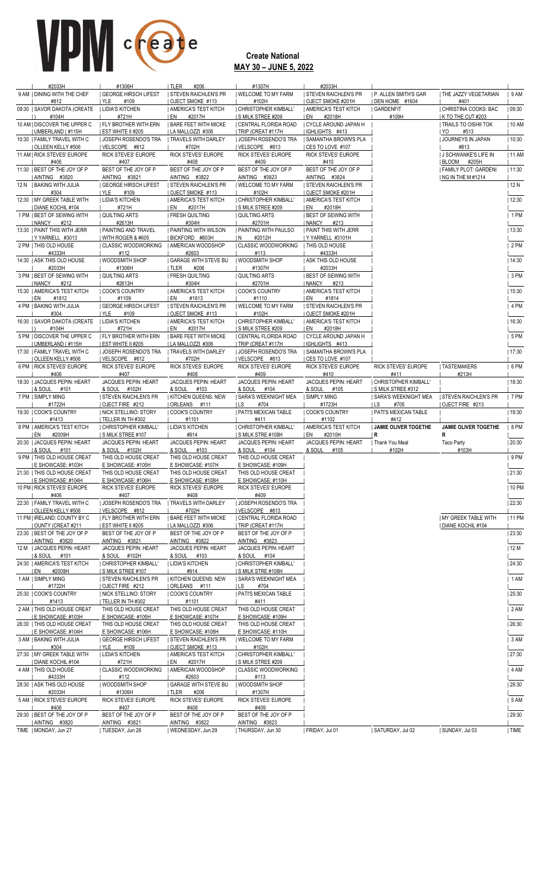# VPM create

**Create National**
**MAY 30 – JUNE 5, 2022**

| TIME | MONDAY, Jun 27 | TUESDAY, Jun 28 | WEDNESDAY, Jun 29 | THURSDAY, Jun 30 | FRIDAY, Jul 01 | SATURDAY, Jul 02 | SUNDAY, Jul 03 | TIME |
|---|---|---|---|---|---|---|---|---|
| | #2033H | #1306H | TLER #206 | #1307H | #2033H | | | |
| 9 AM | DINING WITH THE CHEF #812 | GEORGE HIRSCH LIFEST YLE #109 | STEVEN RAICHLEN'S PR OJECT SMOKE #113 | WELCOME TO MY FARM #102H | STEVEN RAICHLEN'S PR OJECT SMOKE #201H | P. ALLEN SMITH'S GAR DEN HOME #1604 | THE JAZZY VEGETARIAN #401 | 9 AM |
| 09:30 | SAVOR DAKOTA (CREATE ) #104H | LIDIA'S KITCHEN #721H | AMERICA'S TEST KITCH EN #2017H | CHRISTOPHER KIMBALL' S MILK STREE #209 | AMERICA'S TEST KITCH EN #2018H | GARDENFIT #109H | CHRISTINA COOKS: BAC K TO THE CUT #203 | 09:30 |
| 10 AM | DISCOVER THE UPPER C UMBERLAND ( #115H | FLY BROTHER WITH ERN EST WHITE II #205 | BARE FEET WITH MICKE LA MALLOZZI #306 | CENTRAL FLORIDA ROAD TRIP (CREAT #117H | CYCLE AROUND JAPAN H IGHLIGHTS #413 | | TRAILS TO OISHII TOK YO #513 | 10 AM |
| 10:30 | FAMILY TRAVEL WITH C OLLEEN KELLY #506 | JOSEPH ROSENDO'S TRA VELSCOPE #812 | TRAVELS WITH DARLEY #702H | JOSEPH ROSENDO'S TRA VELSCOPE #813 | SAMANTHA BROWN'S PLA CES TO LOVE #107 | | JOURNEYS IN JAPAN #813 | 10:30 |
| 11 AM | RICK STEVES' EUROPE #406 | RICK STEVES' EUROPE #407 | RICK STEVES' EUROPE #408 | RICK STEVES' EUROPE #409 | RICK STEVES' EUROPE #410 | | J SCHWANKE'S LIFE IN BLOOM #205H | 11 AM |
| 11:30 | BEST OF THE JOY OF P AINTING #3820 | BEST OF THE JOY OF P AINTING #3821 | BEST OF THE JOY OF P AINTING #3822 | BEST OF THE JOY OF P AINTING #3823 | BEST OF THE JOY OF P AINTING #3824 | | FAMILY PLOT: GARDENI NG IN THE M #1214 | 11:30 |
| 12 N | BAKING WITH JULIA #304 | GEORGE HIRSCH LIFEST YLE #109 | STEVEN RAICHLEN'S PR OJECT SMOKE #113 | WELCOME TO MY FARM #102H | STEVEN RAICHLEN'S PR OJECT SMOKE #201H | | | 12 N |
| 12:30 | MY GREEK TABLE WITH DIANE KOCHIL #104 | LIDIA'S KITCHEN #721H | AMERICA'S TEST KITCH EN #2017H | CHRISTOPHER KIMBALL' S MILK STREE #209 | AMERICA'S TEST KITCH EN #2018H | | | 12:30 |
| 1 PM | BEST OF SEWING WITH NANCY #212 | QUILTING ARTS #2613H | FRESH QUILTING #304H | QUILTING ARTS #2701H | BEST OF SEWING WITH NANCY #213 | | | 1 PM |
| 13:30 | PAINT THIS WITH JERR Y YARNELL #3013 | PAINTING AND TRAVEL WITH ROGER & #605 | PAINTING WITH WILSON BICKFORD #803H | PAINTING WITH PAULSO N #2012H | PAINT THIS WITH JERR Y YARNELL #3101H | | | 13:30 |
| 2 PM | THIS OLD HOUSE #4333H | CLASSIC WOODWORKING #112 | AMERICAN WOODSHOP #2603 | CLASSIC WOODWORKING #113 | THIS OLD HOUSE #4333H | | | 2 PM |
| 14:30 | ASK THIS OLD HOUSE #2033H | WOODSMITH SHOP #1306H | GARAGE WITH STEVE BU TLER #206 | WOODSMITH SHOP #1307H | ASK THIS OLD HOUSE #2033H | | | 14:30 |
| 3 PM | BEST OF SEWING WITH NANCY #212 | QUILTING ARTS #2613H | FRESH QUILTING #304H | QUILTING ARTS #2701H | BEST OF SEWING WITH NANCY #213 | | | 3 PM |
| 15:30 | AMERICA'S TEST KITCH EN #1812 | COOK'S COUNTRY #1109 | AMERICA'S TEST KITCH EN #1813 | COOK'S COUNTRY #1110 | AMERICA'S TEST KITCH EN #1814 | | | 15:30 |
| 4 PM | BAKING WITH JULIA #304 | GEORGE HIRSCH LIFEST YLE #109 | STEVEN RAICHLEN'S PR OJECT SMOKE #113 | WELCOME TO MY FARM #102H | STEVEN RAICHLEN'S PR OJECT SMOKE #201H | | | 4 PM |
| 16:30 | SAVOR DAKOTA (CREATE ) #104H | LIDIA'S KITCHEN #721H | AMERICA'S TEST KITCH EN #2017H | CHRISTOPHER KIMBALL' S MILK STREE #209 | AMERICA'S TEST KITCH EN #2018H | | | 16:30 |
| 5 PM | DISCOVER THE UPPER C UMBERLAND ( #115H | FLY BROTHER WITH ERN EST WHITE II #205 | BARE FEET WITH MICKE LA MALLOZZI #306 | CENTRAL FLORIDA ROAD TRIP (CREAT #117H | CYCLE AROUND JAPAN H IGHLIGHTS #413 | | | 5 PM |
| 17:30 | FAMILY TRAVEL WITH C OLLEEN KELLY #506 | JOSEPH ROSENDO'S TRA VELSCOPE #812 | TRAVELS WITH DARLEY #702H | JOSEPH ROSENDO'S TRA VELSCOPE #813 | SAMANTHA BROWN'S PLA CES TO LOVE #107 | | | 17:30 |
| 6 PM | RICK STEVES' EUROPE #406 | RICK STEVES' EUROPE #407 | RICK STEVES' EUROPE #408 | RICK STEVES' EUROPE #409 | RICK STEVES' EUROPE #410 | RICK STEVES' EUROPE #411 | TASTEMAKERS #213H | 6 PM |
| 18:30 | JACQUES PEPIN: HEART & SOUL #101 | JACQUES PEPIN: HEART & SOUL #102H | JACQUES PEPIN: HEART & SOUL #103 | JACQUES PEPIN: HEART & SOUL #104 | JACQUES PEPIN: HEART & SOUL #105 | CHRISTOPHER KIMBALL' S MILK STREE #312 | | 18:30 |
| 7 PM | SIMPLY MING #1722H | STEVEN RAICHLEN'S PR OJECT FIRE #212 | KITCHEN QUEENS: NEW ORLEANS #111 | SARA'S WEEKNIGHT MEA LS #704 | SIMPLY MING #1723H | SARA'S WEEKNIGHT MEA LS #705 | STEVEN RAICHLEN'S PR OJECT FIRE #213 | 7 PM |
| 19:30 | COOK'S COUNTRY #1413 | NICK STELLINO: STORY TELLER IN TH #302 | COOK'S COUNTRY #1101 | PATI'S MEXICAN TABLE #411 | COOK'S COUNTRY #1102 | PATI'S MEXICAN TABLE #412 | | 19:30 |
| 8 PM | AMERICA'S TEST KITCH EN #2009H | CHRISTOPHER KIMBALL' S MILK STREE #107 | LIDIA'S KITCHEN #914 | CHRISTOPHER KIMBALL' S MILK STREE #108H | AMERICA'S TEST KITCH EN #2010H | **JAMIE OLIVER TOGETHE R** Thank You Meal #102H | **JAMIE OLIVER TOGETHE R** Taco Party #103H | 8 PM |
| 20:30 | JACQUES PEPIN: HEART & SOUL #101 | JACQUES PEPIN: HEART & SOUL #102H | JACQUES PEPIN: HEART & SOUL #103 | JACQUES PEPIN: HEART & SOUL #104 | JACQUES PEPIN: HEART & SOUL #105 | | | 20:30 |
| 9 PM | THIS OLD HOUSE CREAT E SHOWCASE: #103H | THIS OLD HOUSE CREAT E SHOWCASE: #105H | THIS OLD HOUSE CREAT E SHOWCASE: #107H | THIS OLD HOUSE CREAT E SHOWCASE: #109H | | | | 9 PM |
| 21:30 | THIS OLD HOUSE CREAT E SHOWCASE: #104H | THIS OLD HOUSE CREAT E SHOWCASE: #106H | THIS OLD HOUSE CREAT E SHOWCASE: #108H | THIS OLD HOUSE CREAT E SHOWCASE: #110H | | | | 21:30 |
| 10 PM | RICK STEVES' EUROPE #406 | RICK STEVES' EUROPE #407 | RICK STEVES' EUROPE #408 | RICK STEVES' EUROPE #409 | | | | 10 PM |
| 22:30 | FAMILY TRAVEL WITH C OLLEEN KELLY #506 | JOSEPH ROSENDO'S TRA VELSCOPE #812 | TRAVELS WITH DARLEY #702H | JOSEPH ROSENDO'S TRA VELSCOPE #813 | | | | 22:30 |
| 11 PM | IRELAND: COUNTY BY C OUNTY (CREAT #211 | FLY BROTHER WITH ERN EST WHITE II #205 | BARE FEET WITH MICKE LA MALLOZZI #306 | CENTRAL FLORIDA ROAD TRIP (CREAT #117H | | | MY GREEK TABLE WITH DIANE KOCHIL #104 | 11 PM |
| 23:30 | BEST OF THE JOY OF P AINTING #3820 | BEST OF THE JOY OF P AINTING #3821 | BEST OF THE JOY OF P AINTING #3822 | BEST OF THE JOY OF P AINTING #3823 | | | | 23:30 |
| 12 M | JACQUES PEPIN: HEART & SOUL #101 | JACQUES PEPIN: HEART & SOUL #102H | JACQUES PEPIN: HEART & SOUL #103 | JACQUES PEPIN: HEART & SOUL #104 | | | | 12 M |
| 24:30 | AMERICA'S TEST KITCH EN #2009H | CHRISTOPHER KIMBALL' S MILK STREE #107 | LIDIA'S KITCHEN #914 | CHRISTOPHER KIMBALL' S MILK STREE #108H | | | | 24:30 |
| 1 AM | SIMPLY MING #1722H | STEVEN RAICHLEN'S PR OJECT FIRE #212 | KITCHEN QUEENS: NEW ORLEANS #111 | SARA'S WEEKNIGHT MEA LS #704 | | | | 1 AM |
| 25:30 | COOK'S COUNTRY #1413 | NICK STELLINO: STORY TELLER IN TH #302 | COOK'S COUNTRY #1101 | PATI'S MEXICAN TABLE #411 | | | | 25:30 |
| 2 AM | THIS OLD HOUSE CREAT E SHOWCASE: #103H | THIS OLD HOUSE CREAT E SHOWCASE: #105H | THIS OLD HOUSE CREAT E SHOWCASE: #107H | THIS OLD HOUSE CREAT E SHOWCASE: #109H | | | | 2 AM |
| 26:30 | THIS OLD HOUSE CREAT E SHOWCASE: #104H | THIS OLD HOUSE CREAT E SHOWCASE: #106H | THIS OLD HOUSE CREAT E SHOWCASE: #108H | THIS OLD HOUSE CREAT E SHOWCASE: #110H | | | | 26:30 |
| 3 AM | BAKING WITH JULIA #304 | GEORGE HIRSCH LIFEST YLE #109 | STEVEN RAICHLEN'S PR OJECT SMOKE #113 | WELCOME TO MY FARM #102H | | | | 3 AM |
| 27:30 | MY GREEK TABLE WITH DIANE KOCHIL #104 | LIDIA'S KITCHEN #721H | AMERICA'S TEST KITCH EN #2017H | CHRISTOPHER KIMBALL' S MILK STREE #209 | | | | 27:30 |
| 4 AM | THIS OLD HOUSE #4333H | CLASSIC WOODWORKING #112 | AMERICAN WOODSHOP #2603 | CLASSIC WOODWORKING #113 | | | | 4 AM |
| 28:30 | ASK THIS OLD HOUSE #2033H | WOODSMITH SHOP #1306H | GARAGE WITH STEVE BU TLER #206 | WOODSMITH SHOP #1307H | | | | 28:30 |
| 5 AM | RICK STEVES' EUROPE #406 | RICK STEVES' EUROPE #407 | RICK STEVES' EUROPE #408 | RICK STEVES' EUROPE #409 | | | | 5 AM |
| 29:30 | BEST OF THE JOY OF P AINTING #3820 | BEST OF THE JOY OF P AINTING #3821 | BEST OF THE JOY OF P AINTING #3822 | BEST OF THE JOY OF P AINTING #3823 | | | | 29:30 |
| TIME | MONDAY, Jun 27 | TUESDAY, Jun 28 | WEDNESDAY, Jun 29 | THURSDAY, Jun 30 | FRIDAY, Jul 01 | SATURDAY, Jul 02 | SUNDAY, Jul 03 | TIME |